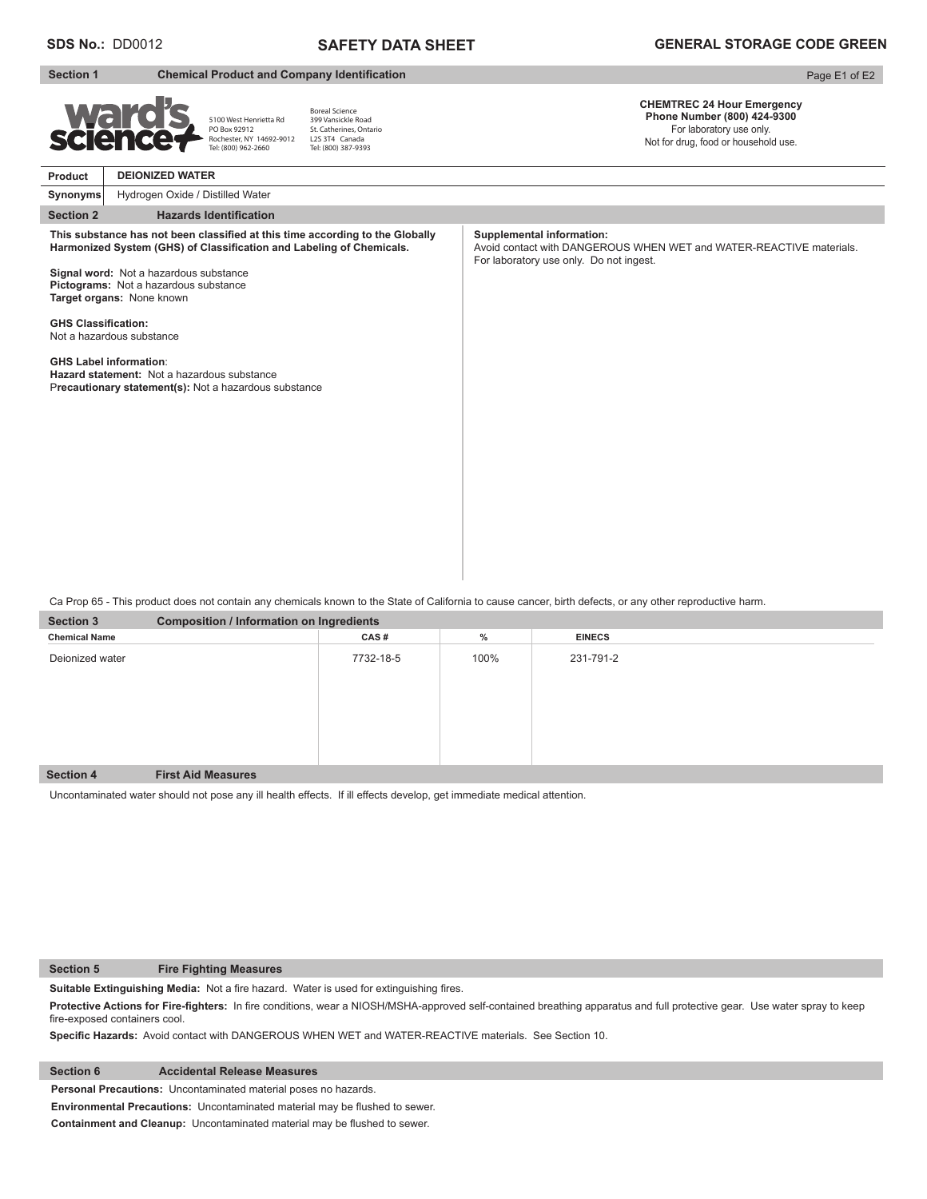**SDS No.:** DD0012

# SAFETY DATA SHEET

**GENERAL STORAGE CODE GREEN**

## Section 1 Chemical Product and Company Identification

ward's science+

5100 West Henrietta Rd
PO Box 92912
Rochester, NY 14692-9012
Tel: (800) 962-2660

Boreal Science
399 Vansickle Road
St. Catherines, Ontario
L2S 3T4 Canada
Tel: (800) 387-9393

**CHEMTREC 24 Hour Emergency Phone Number (800) 424-9300**
For laboratory use only.
Not for drug, food or household use.

| **Product** | **DEIONIZED WATER** |
|---|---|
| **Synonyms** | Hydrogen Oxide / Distilled Water |

## Section 2 Hazards Identification

**This substance has not been classified at this time according to the Globally Harmonized System (GHS) of Classification and Labeling of Chemicals.**

**Signal word:** Not a hazardous substance
**Pictograms:** Not a hazardous substance
**Target organs:** None known

**GHS Classification:**
Not a hazardous substance

**GHS Label information**:
**Hazard statement:** Not a hazardous substance
**Precautionary statement(s):** Not a hazardous substance

**Supplemental information:**
Avoid contact with DANGEROUS WHEN WET and WATER-REACTIVE materials.
For laboratory use only. Do not ingest.

Ca Prop 65 - This product does not contain any chemicals known to the State of California to cause cancer, birth defects, or any other reproductive harm.

## Section 3 Composition / Information on Ingredients

| Chemical Name | CAS # | % | EINECS |
|---|---|---|---|
| Deionized water | 7732-18-5 | 100% | 231-791-2 |

## Section 4 First Aid Measures

Uncontaminated water should not pose any ill health effects. If ill effects develop, get immediate medical attention.

## Section 5 Fire Fighting Measures

**Suitable Extinguishing Media:** Not a fire hazard. Water is used for extinguishing fires.

**Protective Actions for Fire-fighters:** In fire conditions, wear a NIOSH/MSHA-approved self-contained breathing apparatus and full protective gear. Use water spray to keep fire-exposed containers cool.

**Specific Hazards:** Avoid contact with DANGEROUS WHEN WET and WATER-REACTIVE materials. See Section 10.

## Section 6 Accidental Release Measures

**Personal Precautions:** Uncontaminated material poses no hazards.

**Environmental Precautions:** Uncontaminated material may be flushed to sewer.

**Containment and Cleanup:** Uncontaminated material may be flushed to sewer.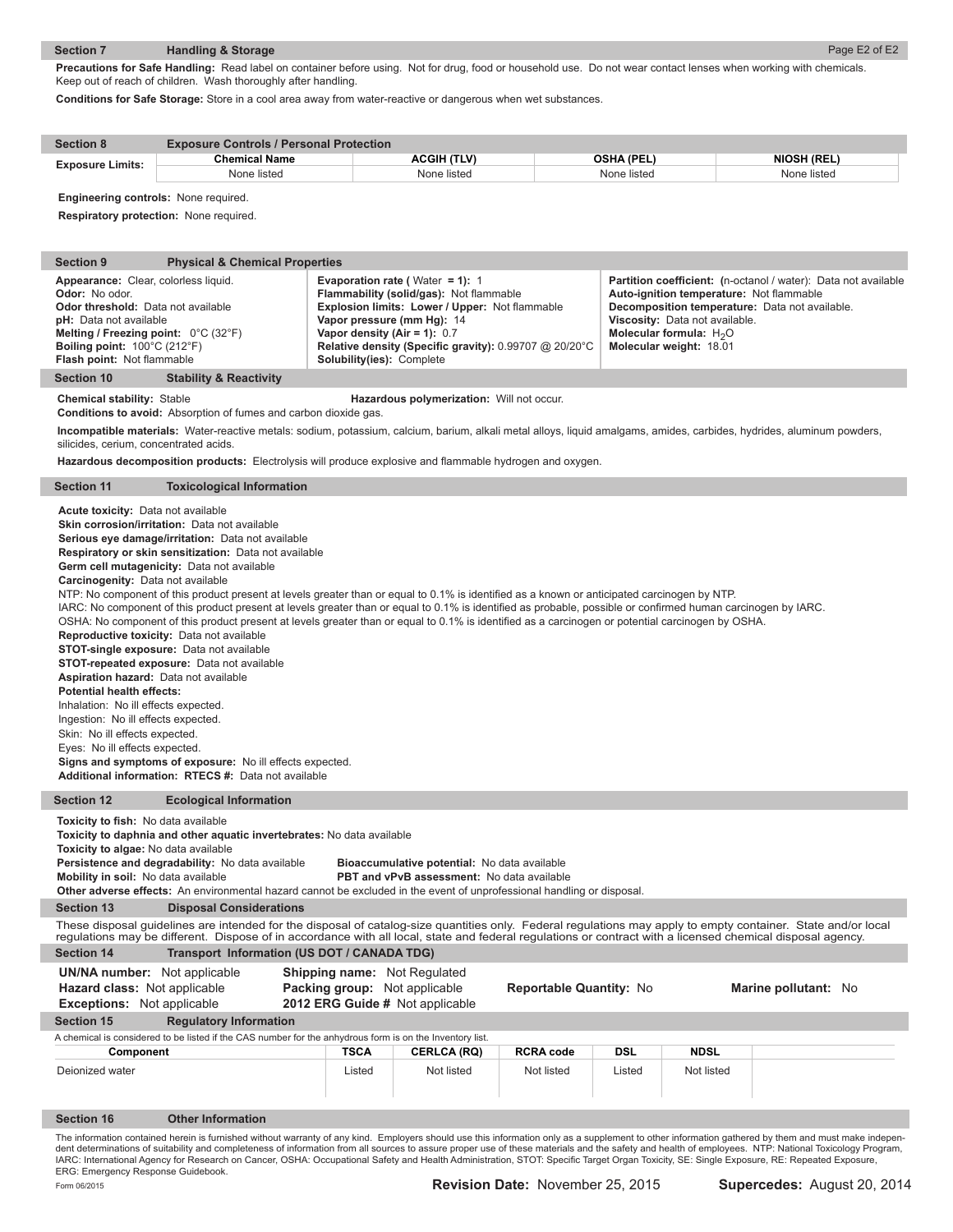## Section 7 Handling & Storage

**Precautions for Safe Handling:** Read label on container before using. Not for drug, food or household use. Do not wear contact lenses when working with chemicals. Keep out of reach of children. Wash thoroughly after handling.

**Conditions for Safe Storage:** Store in a cool area away from water-reactive or dangerous when wet substances.

## Section 8 Exposure Controls / Personal Protection

| Exposure Limits: | Chemical Name | ACGIH (TLV) | OSHA (PEL) | NIOSH (REL) |
|---|---|---|---|---|
| | None listed | None listed | None listed | None listed |

**Engineering controls:** None required.

**Respiratory protection:** None required.

## Section 9 Physical & Chemical Properties

**Appearance:** Clear, colorless liquid.
**Odor:** No odor.
**Odor threshold:** Data not available
**pH:** Data not available
**Melting / Freezing point:** 0°C (32°F)
**Boiling point:** 100°C (212°F)
**Flash point:** Not flammable

**Evaporation rate (** Water **= 1):** 1
**Flammability (solid/gas):** Not flammable
**Explosion limits: Lower / Upper:** Not flammable
**Vapor pressure (mm Hg):** 14
**Vapor density (Air = 1):** 0.7
**Relative density (Specific gravity):** 0.99707 @ 20/20°C
**Solubility(ies):** Complete

**Partition coefficient: (**n-octanol / water): Data not available
**Auto-ignition temperature:** Not flammable
**Decomposition temperature:** Data not available.
**Viscosity:** Data not available.
**Molecular formula:** $H_2O$
**Molecular weight:** 18.01

## Section 10 Stability & Reactivity

**Chemical stability:** Stable

**Hazardous polymerization:** Will not occur.

**Conditions to avoid:** Absorption of fumes and carbon dioxide gas.

**Incompatible materials:** Water-reactive metals: sodium, potassium, calcium, barium, alkali metal alloys, liquid amalgams, amides, carbides, hydrides, aluminum powders, silicides, cerium, concentrated acids.

**Hazardous decomposition products:** Electrolysis will produce explosive and flammable hydrogen and oxygen.

## Section 11 Toxicological Information

**Acute toxicity:** Data not available
**Skin corrosion/irritation:** Data not available
**Serious eye damage/irritation:** Data not available
**Respiratory or skin sensitization:** Data not available
**Germ cell mutagenicity:** Data not available
**Carcinogenity:** Data not available
NTP: No component of this product present at levels greater than or equal to 0.1% is identified as a known or anticipated carcinogen by NTP.
IARC: No component of this product present at levels greater than or equal to 0.1% is identified as probable, possible or confirmed human carcinogen by IARC.
OSHA: No component of this product present at levels greater than or equal to 0.1% is identified as a carcinogen or potential carcinogen by OSHA.
**Reproductive toxicity:** Data not available
**STOT-single exposure:** Data not available
**STOT-repeated exposure:** Data not available
**Aspiration hazard:** Data not available
**Potential health effects:**
Inhalation: No ill effects expected.
Ingestion: No ill effects expected.
Skin: No ill effects expected.
Eyes: No ill effects expected.
**Signs and symptoms of exposure:** No ill effects expected.
**Additional information: RTECS #:** Data not available

## Section 12 Ecological Information

**Toxicity to fish:** No data available
**Toxicity to daphnia and other aquatic invertebrates:** No data available
**Toxicity to algae:** No data available
**Persistence and degradability:** No data available
**Bioaccumulative potential:** No data available
**Mobility in soil:** No data available
**PBT and vPvB assessment:** No data available
**Other adverse effects:** An environmental hazard cannot be excluded in the event of unprofessional handling or disposal.

## Section 13 Disposal Considerations

These disposal guidelines are intended for the disposal of catalog-size quantities only. Federal regulations may apply to empty container. State and/or local regulations may be different. Dispose of in accordance with all local, state and federal regulations or contract with a licensed chemical disposal agency.

## Section 14 Transport Information (US DOT / CANADA TDG)

**UN/NA number:** Not applicable
**Hazard class:** Not applicable
**Exceptions:** Not applicable
**Shipping name:** Not Regulated
**Packing group:** Not applicable
**2012 ERG Guide #** Not applicable
**Reportable Quantity:** No
**Marine pollutant:** No

## Section 15 Regulatory Information

A chemical is considered to be listed if the CAS number for the anhydrous form is on the Inventory list.

| Component | TSCA | CERLCA (RQ) | RCRA code | DSL | NDSL |
|---|---|---|---|---|---|
| Deionized water | Listed | Not listed | Not listed | Listed | Not listed |

## Section 16 Other Information

The information contained herein is furnished without warranty of any kind. Employers should use this information only as a supplement to other information gathered by them and must make independent determinations of suitability and completeness of information from all sources to assure proper use of these materials and the safety and health of employees. NTP: National Toxicology Program, IARC: International Agency for Research on Cancer, OSHA: Occupational Safety and Health Administration, STOT: Specific Target Organ Toxicity, SE: Single Exposure, RE: Repeated Exposure, ERG: Emergency Response Guidebook.

Form 06/2015

**Revision Date:** November 25, 2015 **Supercedes:** August 20, 2014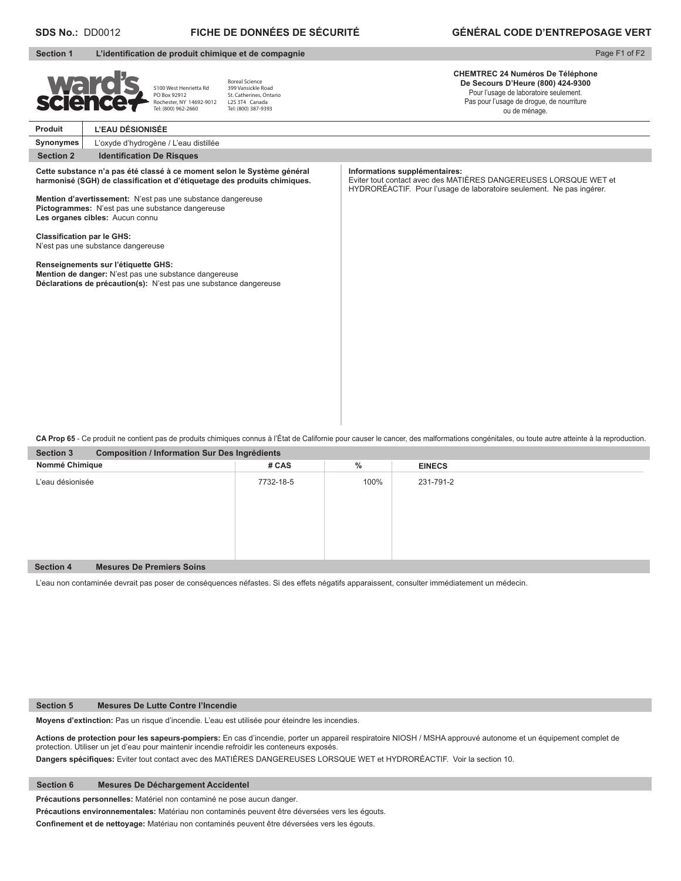**SDS No.:** DD0012 **FICHE DE DONNÉES DE SÉCURITÉ** **GÉNÉRAL CODE D'ENTREPOSAGE VERT**

## Section 1 L'identification de produit chimique et de compagnie

ward's science+

5100 West Henrietta Rd
PO Box 92912
Rochester, NY 14692-9012
Tel: (800) 962-2660

Boreal Science
399 Vansickle Road
St. Catherines, Ontario
L2S 3T4 Canada
Tel: (800) 387-9393

**CHEMTREC 24 Numéros De Téléphone De Secours D'Heure (800) 424-9300**
Pour l'usage de laboratoire seulement.
Pas pour l'usage de drogue, de nourriture ou de ménage.

| **Produit** | **L'EAU DÉSIONISÉE** |
|---|---|
| **Synonymes** | L'oxyde d'hydrogène / L'eau distillée |

## Section 2 Identification De Risques

**Cette substance n'a pas été classé à ce moment selon le Système général harmonisé (SGH) de classification et d'étiquetage des produits chimiques.**

**Mention d'avertissement:** N'est pas une substance dangereuse
**Pictogrammes:** N'est pas une substance dangereuse
**Les organes cibles:** Aucun connu

**Classification par le GHS:**
N'est pas une substance dangereuse

**Renseignements sur l'étiquette GHS:**
**Mention de danger:** N'est pas une substance dangereuse
**Déclarations de précaution(s):** N'est pas une substance dangereuse

**Informations supplémentaires:**
Eviter tout contact avec des MATIÈRES DANGEREUSES LORSQUE WET et HYDRORÉACTIF. Pour l'usage de laboratoire seulement. Ne pas ingérer.

**CA Prop 65** - Ce produit ne contient pas de produits chimiques connus à l'État de Californie pour causer le cancer, des malformations congénitales, ou toute autre atteinte à la reproduction.

## Section 3 Composition / Information Sur Des Ingrédients

| Nommé Chimique | # CAS | % | EINECS |
|---|---|---|---|
| L'eau désionisée | 7732-18-5 | 100% | 231-791-2 |

## Section 4 Mesures De Premiers Soins

L'eau non contaminée devrait pas poser de conséquences néfastes. Si des effets négatifs apparaissent, consulter immédiatement un médecin.

## Section 5 Mesures De Lutte Contre l'Incendie

**Moyens d'extinction:** Pas un risque d'incendie. L'eau est utilisée pour éteindre les incendies.

**Actions de protection pour les sapeurs-pompiers:** En cas d'incendie, porter un appareil respiratoire NIOSH / MSHA approuvé autonome et un équipement complet de protection. Utiliser un jet d'eau pour maintenir incendie refroidir les conteneurs exposés.

**Dangers spécifiques:** Eviter tout contact avec des MATIÈRES DANGEREUSES LORSQUE WET et HYDRORÉACTIF. Voir la section 10.

## Section 6 Mesures De Déchargement Accidentel

**Précautions personnelles:** Matériel non contaminé ne pose aucun danger.

**Précautions environnementales:** Matériau non contaminés peuvent être déversées vers les égouts.

**Confinement et de nettoyage:** Matériau non contaminés peuvent être déversées vers les égouts.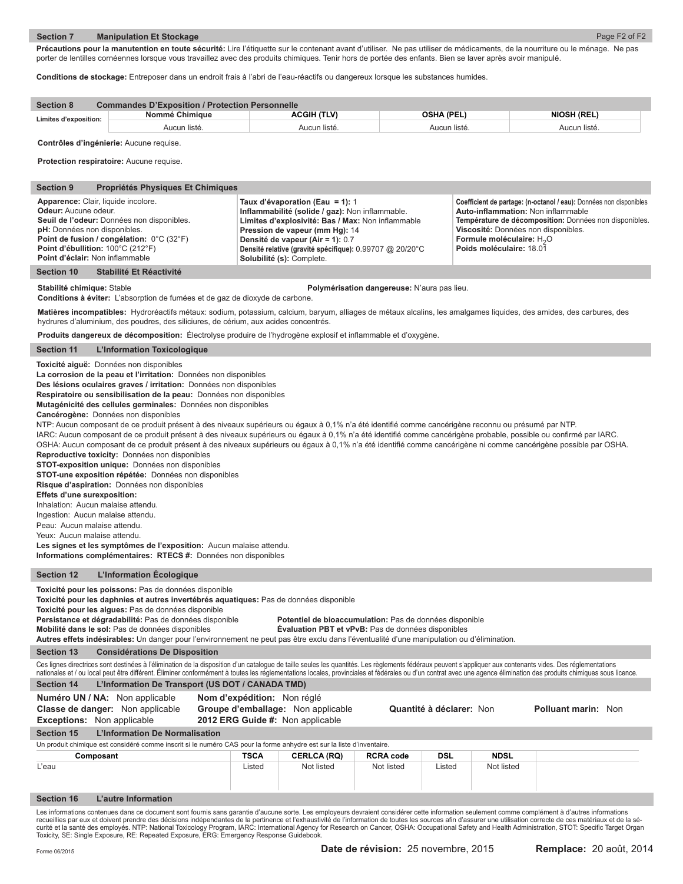## Section 7 Manipulation Et Stockage

**Précautions pour la manutention en toute sécurité:** Lire l'étiquette sur le contenant avant d'utiliser. Ne pas utiliser de médicaments, de la nourriture ou le ménage. Ne pas porter de lentilles cornéennes lorsque vous travaillez avec des produits chimiques. Tenir hors de portée des enfants. Bien se laver après avoir manipulé.

**Conditions de stockage:** Entreposer dans un endroit frais à l'abri de l'eau-réactifs ou dangereux lorsque les substances humides.

## Section 8 Commandes D'Exposition / Protection Personnelle

| Limites d'exposition: | Nommé Chimique | ACGIH (TLV) | OSHA (PEL) | NIOSH (REL) |
|---|---|---|---|---|
| | Aucun listé. | Aucun listé. | Aucun listé. | Aucun listé. |

**Contrôles d'ingénierie:** Aucune requise.

**Protection respiratoire:** Aucune requise.

## Section 9 Propriétés Physiques Et Chimiques

**Apparence:** Clair, liquide incolore.
**Odeur:** Aucune odeur.
**Seuil de l'odeur:** Données non disponibles.
**pH:** Données non disponibles.
**Point de fusion / congélation:** 0°C (32°F)
**Point d'ébullition:** 100°C (212°F)
**Point d'éclair:** Non inflammable

**Taux d'évaporation (Eau = 1):** 1
**Inflammabilité (solide / gaz):** Non inflammable.
**Limites d'explosivité: Bas / Max:** Non inflammable
**Pression de vapeur (mm Hg):** 14
**Densité de vapeur (Air = 1):** 0.7
**Densité relative (gravité spécifique):** 0.99707 @ 20/20°C
**Solubilité (s):** Complete.

**Coefficient de partage: (n-octanol / eau):** Données non disponibles
**Auto-inflammation:** Non inflammable
**Température de décomposition:** Données non disponibles.
**Viscosité:** Données non disponibles.
**Formule moléculaire:** $H_2O$
**Poids moléculaire:** 18.01

## Section 10 Stabilité Et Réactivité

**Stabilité chimique:** Stable

**Polymérisation dangereuse:** N'aura pas lieu.

**Conditions à éviter:** L'absorption de fumées et de gaz de dioxyde de carbone.

**Matières incompatibles:** Hydroréactifs métaux: sodium, potassium, calcium, baryum, alliages de métaux alcalins, les amalgames liquides, des amides, des carbures, des hydrures d'aluminium, des poudres, des siliciures, de cérium, aux acides concentrés.

**Produits dangereux de décomposition:** Électrolyse produire de l'hydrogène explosif et inflammable et d'oxygène.

## Section 11 L'Information Toxicologique

**Toxicité aiguë:** Données non disponibles
**La corrosion de la peau et l'irritation:** Données non disponibles
**Des lésions oculaires graves / irritation:** Données non disponibles
**Respiratoire ou sensibilisation de la peau:** Données non disponibles
**Mutagénicité des cellules germinales:** Données non disponibles
**Cancérogène:** Données non disponibles
NTP: Aucun composant de ce produit présent à des niveaux supérieurs ou égaux à 0,1% n'a été identifié comme cancérigène reconnu ou présumé par NTP.
IARC: Aucun composant de ce produit présent à des niveaux supérieurs ou égaux à 0,1% n'a été identifié comme cancérigène probable, possible ou confirmé par IARC.
OSHA: Aucun composant de ce produit présent à des niveaux supérieurs ou égaux à 0,1% n'a été identifié comme cancérigène ni comme cancérigène possible par OSHA.
**Reproductive toxicity:** Données non disponibles
**STOT-exposition unique:** Données non disponibles
**STOT-une exposition répétée:** Données non disponibles
**Risque d'aspiration:** Données non disponibles
**Effets d'une surexposition:**
Inhalation: Aucun malaise attendu.
Ingestion: Aucun malaise attendu.
Peau: Aucun malaise attendu.
Yeux: Aucun malaise attendu.
**Les signes et les symptômes de l'exposition:** Aucun malaise attendu.
**Informations complémentaires: RTECS #:** Données non disponibles

## Section 12 L'Information Écologique

**Toxicité pour les poissons:** Pas de données disponible
**Toxicité pour les daphnies et autres invertébrés aquatiques:** Pas de données disponible
**Toxicité pour les algues:** Pas de données disponible
**Persistance et dégradabilité:** Pas de données disponible
**Potentiel de bioaccumulation:** Pas de données disponible
**Mobilité dans le sol:** Pas de données disponibles
**Évaluation PBT et vPvB:** Pas de données disponibles
**Autres effets indésirables:** Un danger pour l'environnement ne peut pas être exclu dans l'éventualité d'une manipulation ou d'élimination.

## Section 13 Considérations De Disposition

Ces lignes directrices sont destinées à l'élimination de la disposition d'un catalogue de taille seules les quantités. Les règlements fédéraux peuvent s'appliquer aux contenants vides. Des réglementations nationales et / ou local peut être différent. Éliminer conformément à toutes les réglementations locales, provinciales et fédérales ou d'un contrat avec une agence élimination des produits chimiques sous licence.

## Section 14 L'Information De Transport (US DOT / CANADA TMD)

**Numéro UN / NA:** Non applicable
**Classe de danger:** Non applicable
**Exceptions:** Non applicable
**Nom d'expédition:** Non réglé
**Groupe d'emballage:** Non applicable
**2012 ERG Guide #:** Non applicable
**Quantité à déclarer:** Non
**Polluant marin:** Non

## Section 15 L'Information De Normalisation

Un produit chimique est considéré comme inscrit si le numéro CAS pour la forme anhydre est sur la liste d'inventaire.

| Composant | TSCA | CERLCA (RQ) | RCRA code | DSL | NDSL | |
|---|---|---|---|---|---|---|
| L'eau | Listed | Not listed | Not listed | Listed | Not listed | |

## Section 16 L'autre Information

Les informations contenues dans ce document sont fournis sans garantie d'aucune sorte. Les employeurs devraient considérer cette information seulement comme complément à d'autres informations recueillies par eux et doivent prendre des décisions indépendantes de la pertinence et l'exhaustivité de l'information de toutes les sources afin d'assurer une utilisation correcte de ces matériaux et de la sécurité et la santé des employés. NTP: National Toxicology Program, IARC: International Agency for Research on Cancer, OSHA: Occupational Safety and Health Administration, STOT: Specific Target Organ Toxicity, SE: Single Exposure, RE: Repeated Exposure, ERG: Emergency Response Guidebook.

Forme 06/2015

**Date de révision:** 25 novembre, 2015 **Remplace:** 20 août, 2014